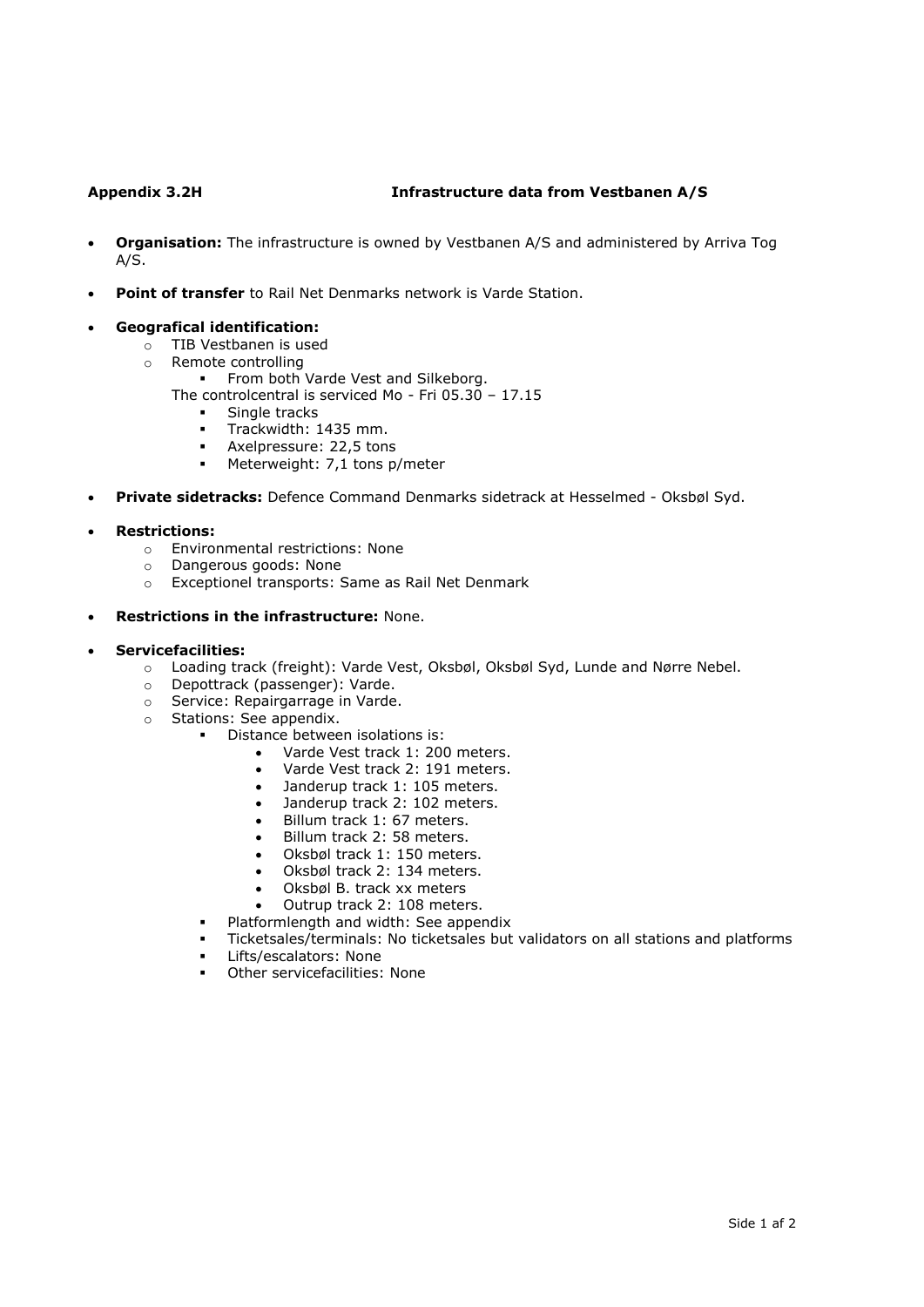**Appendix 3.2H** **Infrastructure data from Vestbanen A/S**

- **Organisation:** The infrastructure is owned by Vestbanen A/S and administered by Arriva Tog A/S.

- **Point of transfer** to Rail Net Denmarks network is Varde Station.

- **Geografical identification:**
  - TIB Vestbanen is used
  - Remote controlling
    - From both Varde Vest and Silkeborg.

    The controlcentral is serviced Mo - Fri 05.30 – 17.15
    - Single tracks
    - Trackwidth: 1435 mm.
    - Axelpressure: 22,5 tons
    - Meterweight: 7,1 tons p/meter

- **Private sidetracks:** Defence Command Denmarks sidetrack at Hesselmed - Oksbøl Syd.

- **Restrictions:**
  - Environmental restrictions: None
  - Dangerous goods: None
  - Exceptionel transports: Same as Rail Net Denmark

- **Restrictions in the infrastructure:** None.

- **Servicefacilities:**
  - Loading track (freight): Varde Vest, Oksbøl, Oksbøl Syd, Lunde and Nørre Nebel.
  - Depottrack (passenger): Varde.
  - Service: Repairgarrage in Varde.
  - Stations: See appendix.
    - Distance between isolations is:
      - Varde Vest track 1: 200 meters.
      - Varde Vest track 2: 191 meters.
      - Janderup track 1: 105 meters.
      - Janderup track 2: 102 meters.
      - Billum track 1: 67 meters.
      - Billum track 2: 58 meters.
      - Oksbøl track 1: 150 meters.
      - Oksbøl track 2: 134 meters.
      - Oksbøl B. track xx meters
      - Outrup track 2: 108 meters.
    - Platformlength and width: See appendix
    - Ticketsales/terminals: No ticketsales but validators on all stations and platforms
    - Lifts/escalators: None
    - Other servicefacilities: None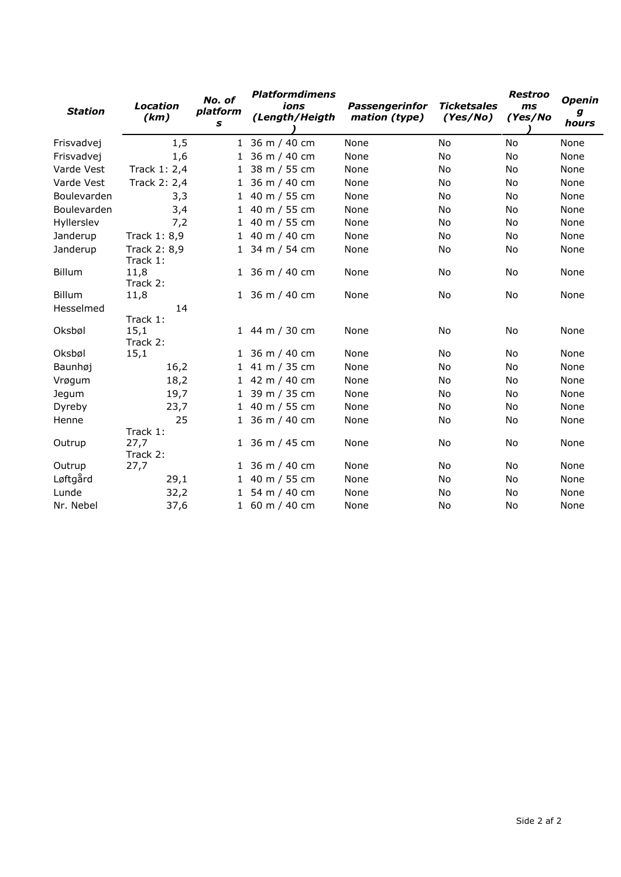| Station | Location (km) | No. of platforms | Platformdimensions (Length/Heigth) | Passengerinformation (type) | Ticketsales (Yes/No) | Restrooms (Yes/No) | Opening hours |
|---|---|---|---|---|---|---|---|
| Frisvadvej | 1,5 | 1 | 36 m / 40 cm | None | No | No | None |
| Frisvadvej | 1,6 | 1 | 36 m / 40 cm | None | No | No | None |
| Varde Vest | Track 1: 2,4 | 1 | 38 m / 55 cm | None | No | No | None |
| Varde Vest | Track 2: 2,4 | 1 | 36 m / 40 cm | None | No | No | None |
| Boulevarden | 3,3 | 1 | 40 m / 55 cm | None | No | No | None |
| Boulevarden | 3,4 | 1 | 40 m / 55 cm | None | No | No | None |
| Hyllerslev | 7,2 | 1 | 40 m / 55 cm | None | No | No | None |
| Janderup | Track 1: 8,9 | 1 | 40 m / 40 cm | None | No | No | None |
| Janderup | Track 2: 8,9 | 1 | 34 m / 54 cm | None | No | No | None |
| Billum | Track 1: 11,8 | 1 | 36 m / 40 cm | None | No | No | None |
| Billum | Track 2: 11,8 | 1 | 36 m / 40 cm | None | No | No | None |
| Hesselmed | 14 | | | | | | |
| Oksbøl | Track 1: 15,1 | 1 | 44 m / 30 cm | None | No | No | None |
| Oksbøl | Track 2: 15,1 | 1 | 36 m / 40 cm | None | No | No | None |
| Baunhøj | 16,2 | 1 | 41 m / 35 cm | None | No | No | None |
| Vrøgum | 18,2 | 1 | 42 m / 40 cm | None | No | No | None |
| Jegum | 19,7 | 1 | 39 m / 35 cm | None | No | No | None |
| Dyreby | 23,7 | 1 | 40 m / 55 cm | None | No | No | None |
| Henne | 25 | 1 | 36 m / 40 cm | None | No | No | None |
| Outrup | Track 1: 27,7 | 1 | 36 m / 45 cm | None | No | No | None |
| Outrup | Track 2: 27,7 | 1 | 36 m / 40 cm | None | No | No | None |
| Løftgård | 29,1 | 1 | 40 m / 55 cm | None | No | No | None |
| Lunde | 32,2 | 1 | 54 m / 40 cm | None | No | No | None |
| Nr. Nebel | 37,6 | 1 | 60 m / 40 cm | None | No | No | None |